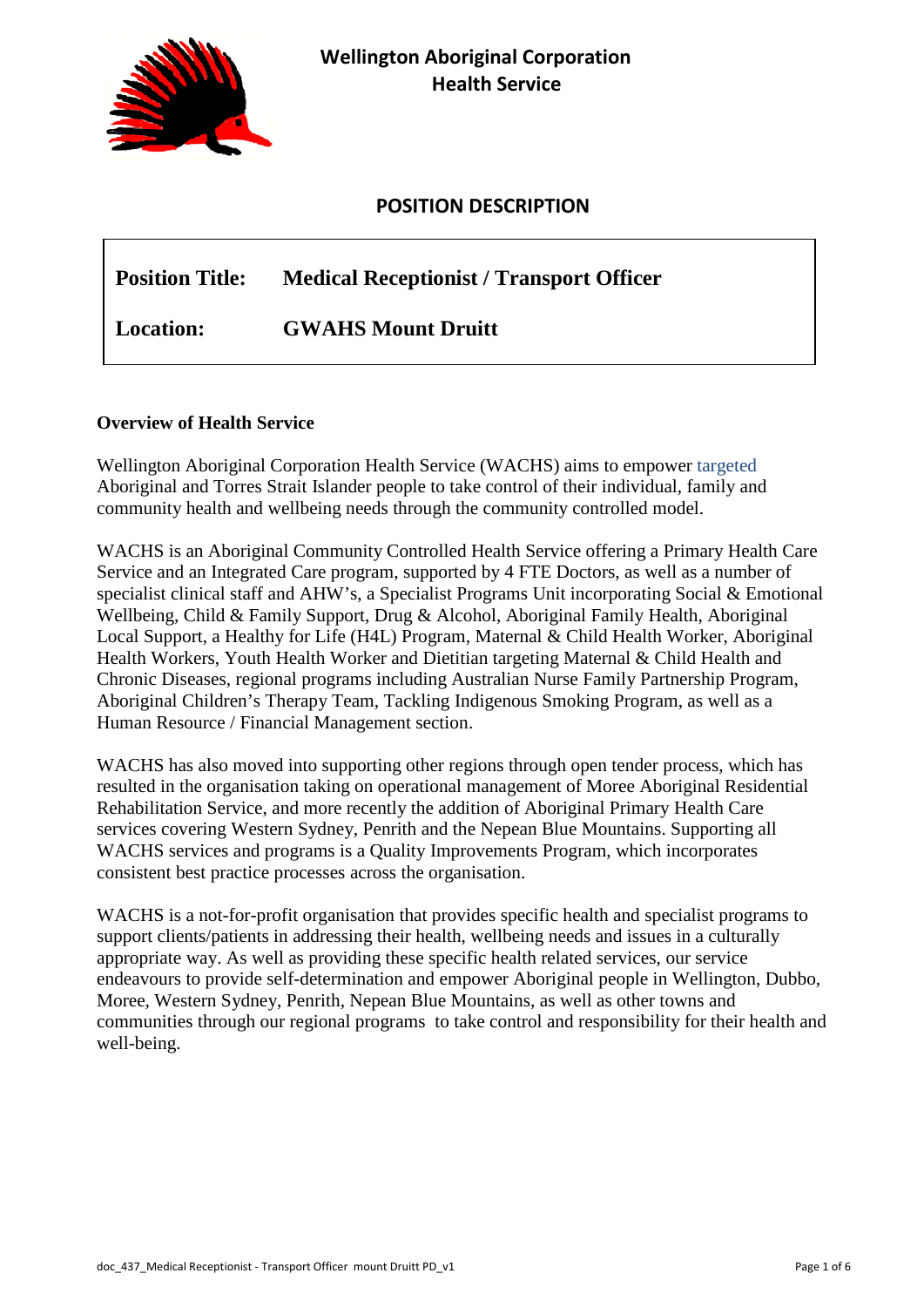# Wellington Aboriginal Corporation Health Service

## POSITION DESCRIPTION

| | |
|---|---|
| **Position Title:** | **Medical Receptionist / Transport Officer** |
| **Location:** | **GWAHS Mount Druitt** |

**Overview of Health Service**

Wellington Aboriginal Corporation Health Service (WACHS) aims to empower targeted Aboriginal and Torres Strait Islander people to take control of their individual, family and community health and wellbeing needs through the community controlled model.

WACHS is an Aboriginal Community Controlled Health Service offering a Primary Health Care Service and an Integrated Care program, supported by 4 FTE Doctors, as well as a number of specialist clinical staff and AHW's, a Specialist Programs Unit incorporating Social & Emotional Wellbeing, Child & Family Support, Drug & Alcohol, Aboriginal Family Health, Aboriginal Local Support, a Healthy for Life (H4L) Program, Maternal & Child Health Worker, Aboriginal Health Workers, Youth Health Worker and Dietitian targeting Maternal & Child Health and Chronic Diseases, regional programs including Australian Nurse Family Partnership Program, Aboriginal Children's Therapy Team, Tackling Indigenous Smoking Program, as well as a Human Resource / Financial Management section.

WACHS has also moved into supporting other regions through open tender process, which has resulted in the organisation taking on operational management of Moree Aboriginal Residential Rehabilitation Service, and more recently the addition of Aboriginal Primary Health Care services covering Western Sydney, Penrith and the Nepean Blue Mountains. Supporting all WACHS services and programs is a Quality Improvements Program, which incorporates consistent best practice processes across the organisation.

WACHS is a not-for-profit organisation that provides specific health and specialist programs to support clients/patients in addressing their health, wellbeing needs and issues in a culturally appropriate way. As well as providing these specific health related services, our service endeavours to provide self-determination and empower Aboriginal people in Wellington, Dubbo, Moree, Western Sydney, Penrith, Nepean Blue Mountains, as well as other towns and communities through our regional programs to take control and responsibility for their health and well-being.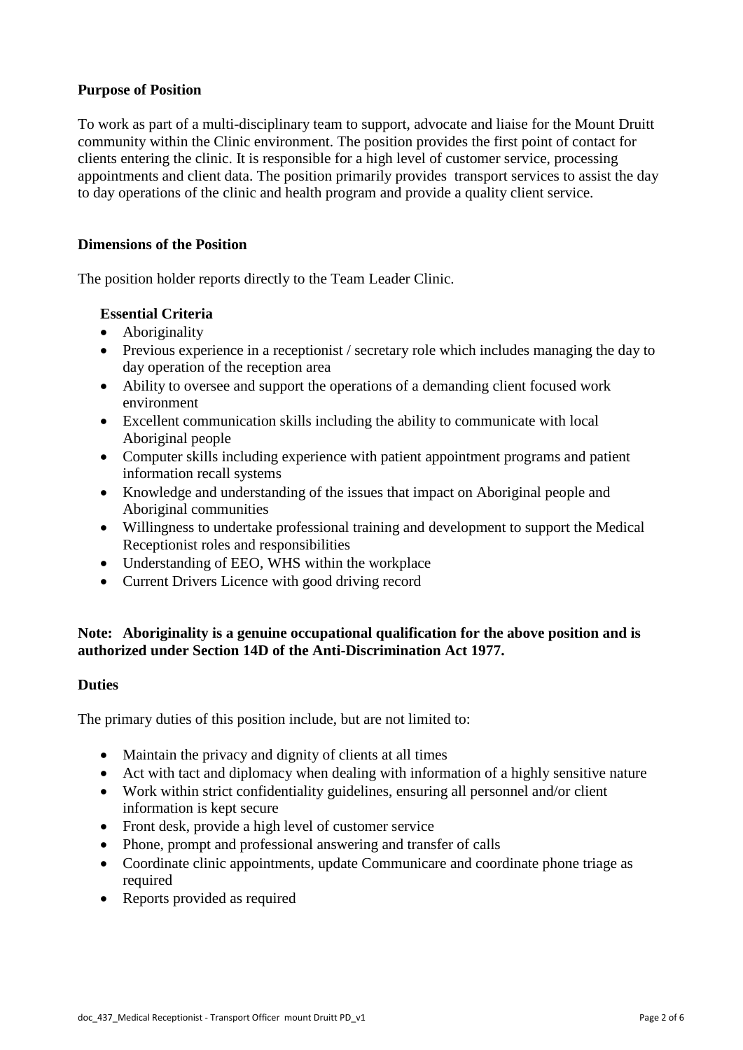**Purpose of Position**

To work as part of a multi-disciplinary team to support, advocate and liaise for the Mount Druitt community within the Clinic environment. The position provides the first point of contact for clients entering the clinic. It is responsible for a high level of customer service, processing appointments and client data. The position primarily provides transport services to assist the day to day operations of the clinic and health program and provide a quality client service.

**Dimensions of the Position**

The position holder reports directly to the Team Leader Clinic.

**Essential Criteria**

- Aboriginality
- Previous experience in a receptionist / secretary role which includes managing the day to day operation of the reception area
- Ability to oversee and support the operations of a demanding client focused work environment
- Excellent communication skills including the ability to communicate with local Aboriginal people
- Computer skills including experience with patient appointment programs and patient information recall systems
- Knowledge and understanding of the issues that impact on Aboriginal people and Aboriginal communities
- Willingness to undertake professional training and development to support the Medical Receptionist roles and responsibilities
- Understanding of EEO, WHS within the workplace
- Current Drivers Licence with good driving record

**Note: Aboriginality is a genuine occupational qualification for the above position and is authorized under Section 14D of the Anti-Discrimination Act 1977.**

**Duties**

The primary duties of this position include, but are not limited to:

- Maintain the privacy and dignity of clients at all times
- Act with tact and diplomacy when dealing with information of a highly sensitive nature
- Work within strict confidentiality guidelines, ensuring all personnel and/or client information is kept secure
- Front desk, provide a high level of customer service
- Phone, prompt and professional answering and transfer of calls
- Coordinate clinic appointments, update Communicare and coordinate phone triage as required
- Reports provided as required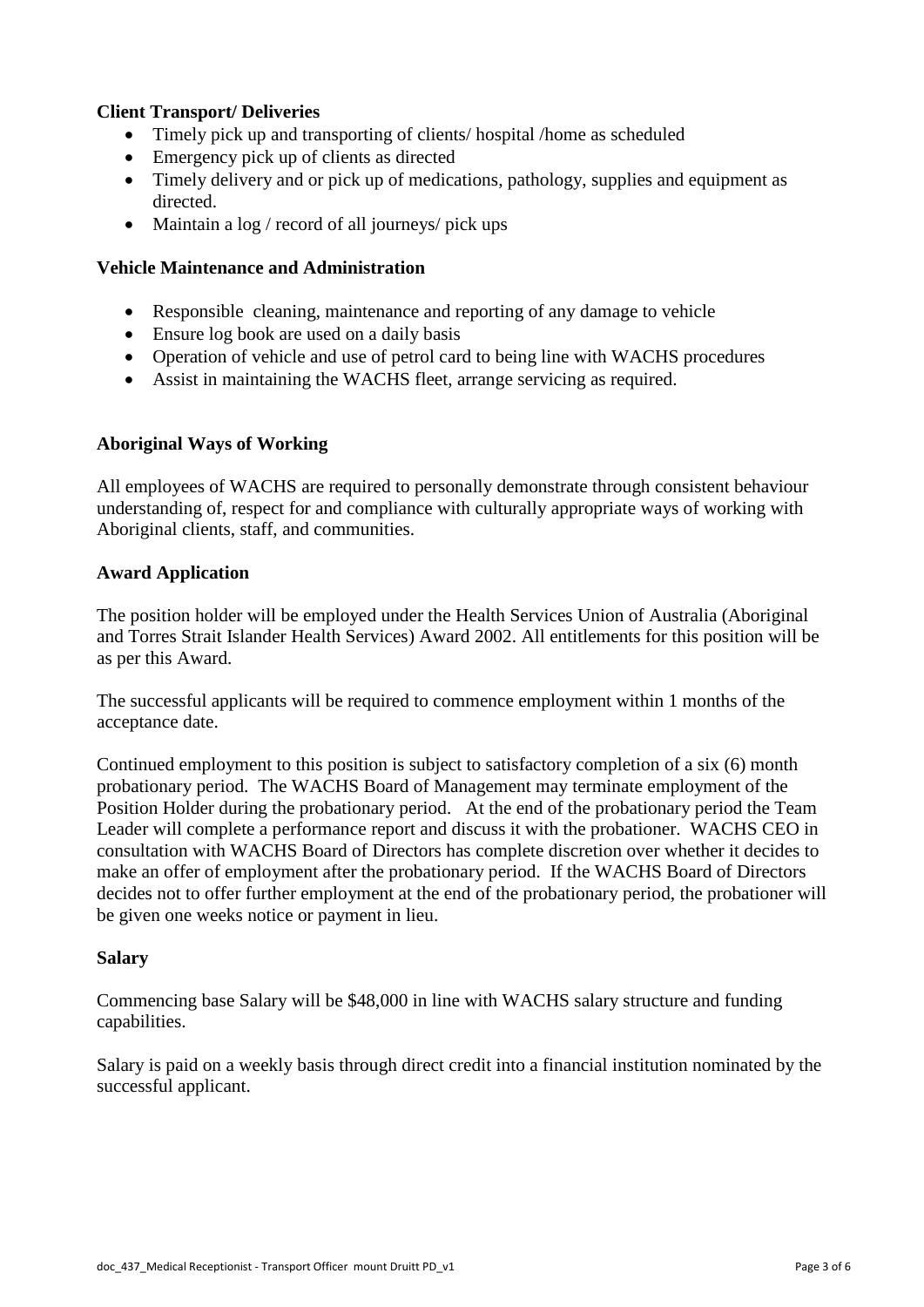**Client Transport/ Deliveries**

- Timely pick up and transporting of clients/ hospital /home as scheduled
- Emergency pick up of clients as directed
- Timely delivery and or pick up of medications, pathology, supplies and equipment as directed.
- Maintain a log / record of all journeys/ pick ups

**Vehicle Maintenance and Administration**

- Responsible cleaning, maintenance and reporting of any damage to vehicle
- Ensure log book are used on a daily basis
- Operation of vehicle and use of petrol card to being line with WACHS procedures
- Assist in maintaining the WACHS fleet, arrange servicing as required.

**Aboriginal Ways of Working**

All employees of WACHS are required to personally demonstrate through consistent behaviour understanding of, respect for and compliance with culturally appropriate ways of working with Aboriginal clients, staff, and communities.

**Award Application**

The position holder will be employed under the Health Services Union of Australia (Aboriginal and Torres Strait Islander Health Services) Award 2002. All entitlements for this position will be as per this Award.

The successful applicants will be required to commence employment within 1 months of the acceptance date.

Continued employment to this position is subject to satisfactory completion of a six (6) month probationary period. The WACHS Board of Management may terminate employment of the Position Holder during the probationary period. At the end of the probationary period the Team Leader will complete a performance report and discuss it with the probationer. WACHS CEO in consultation with WACHS Board of Directors has complete discretion over whether it decides to make an offer of employment after the probationary period. If the WACHS Board of Directors decides not to offer further employment at the end of the probationary period, the probationer will be given one weeks notice or payment in lieu.

**Salary**

Commencing base Salary will be $48,000 in line with WACHS salary structure and funding capabilities.

Salary is paid on a weekly basis through direct credit into a financial institution nominated by the successful applicant.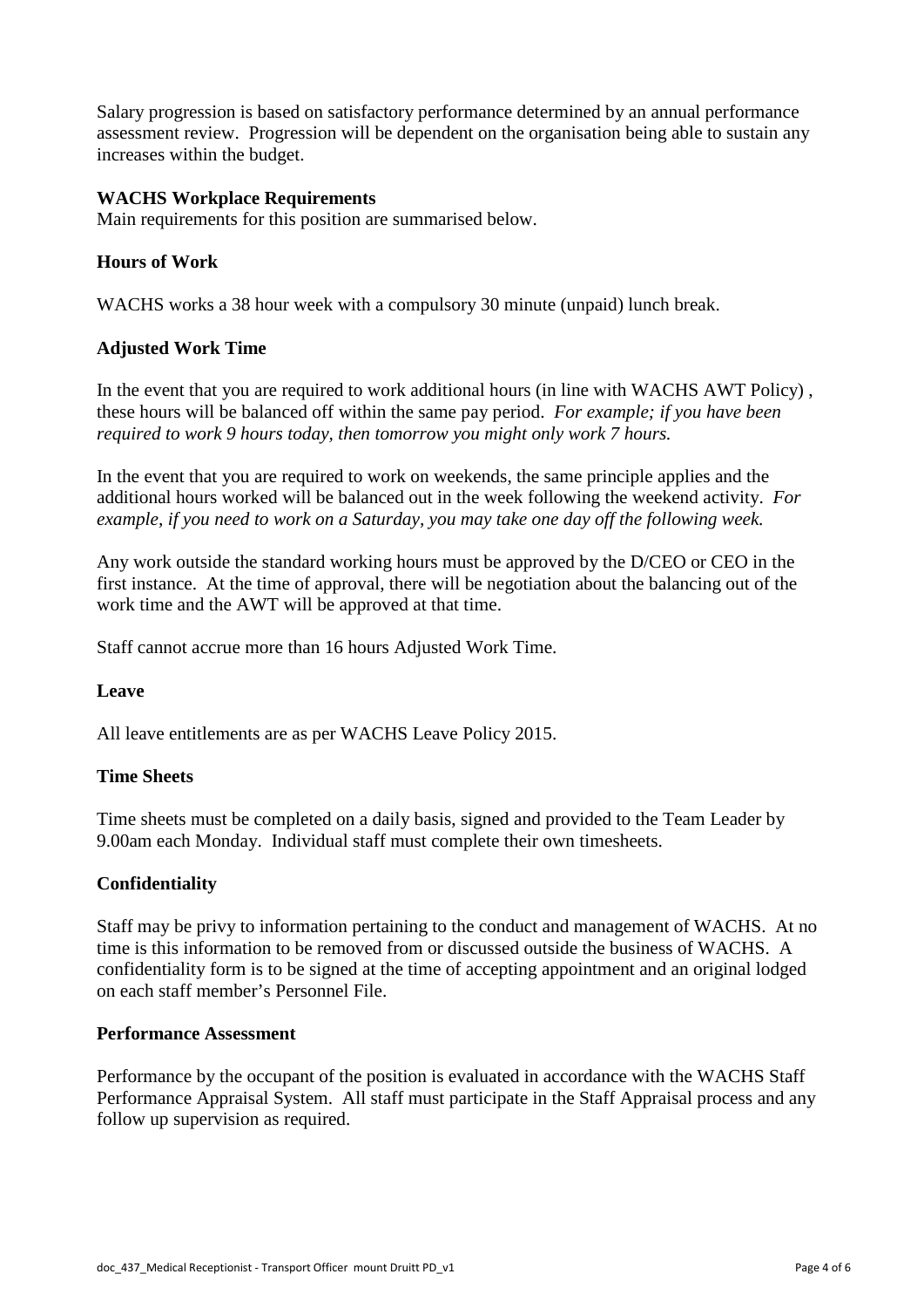Salary progression is based on satisfactory performance determined by an annual performance assessment review. Progression will be dependent on the organisation being able to sustain any increases within the budget.

**WACHS Workplace Requirements**
Main requirements for this position are summarised below.

**Hours of Work**

WACHS works a 38 hour week with a compulsory 30 minute (unpaid) lunch break.

**Adjusted Work Time**

In the event that you are required to work additional hours (in line with WACHS AWT Policy) , these hours will be balanced off within the same pay period. *For example; if you have been required to work 9 hours today, then tomorrow you might only work 7 hours.*

In the event that you are required to work on weekends, the same principle applies and the additional hours worked will be balanced out in the week following the weekend activity. *For example, if you need to work on a Saturday, you may take one day off the following week.*

Any work outside the standard working hours must be approved by the D/CEO or CEO in the first instance. At the time of approval, there will be negotiation about the balancing out of the work time and the AWT will be approved at that time.

Staff cannot accrue more than 16 hours Adjusted Work Time.

**Leave**

All leave entitlements are as per WACHS Leave Policy 2015.

**Time Sheets**

Time sheets must be completed on a daily basis, signed and provided to the Team Leader by 9.00am each Monday. Individual staff must complete their own timesheets.

**Confidentiality**

Staff may be privy to information pertaining to the conduct and management of WACHS. At no time is this information to be removed from or discussed outside the business of WACHS. A confidentiality form is to be signed at the time of accepting appointment and an original lodged on each staff member's Personnel File.

**Performance Assessment**

Performance by the occupant of the position is evaluated in accordance with the WACHS Staff Performance Appraisal System. All staff must participate in the Staff Appraisal process and any follow up supervision as required.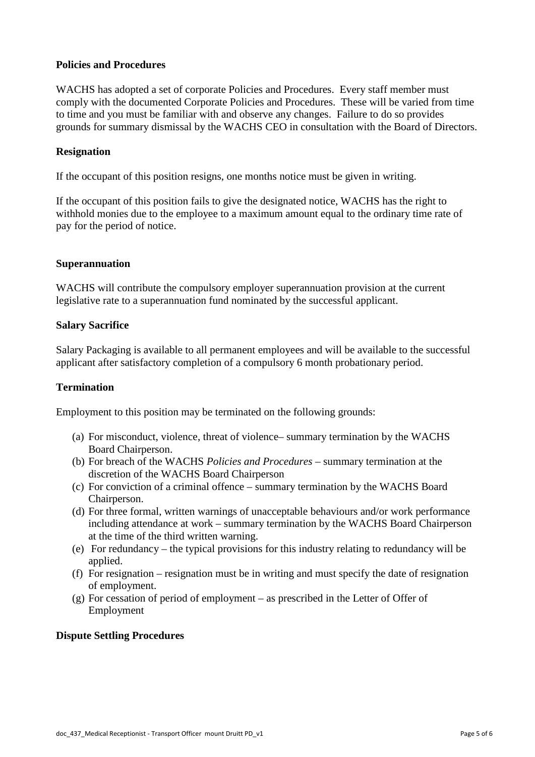**Policies and Procedures**

WACHS has adopted a set of corporate Policies and Procedures. Every staff member must comply with the documented Corporate Policies and Procedures. These will be varied from time to time and you must be familiar with and observe any changes. Failure to do so provides grounds for summary dismissal by the WACHS CEO in consultation with the Board of Directors.

**Resignation**

If the occupant of this position resigns, one months notice must be given in writing.

If the occupant of this position fails to give the designated notice, WACHS has the right to withhold monies due to the employee to a maximum amount equal to the ordinary time rate of pay for the period of notice.

**Superannuation**

WACHS will contribute the compulsory employer superannuation provision at the current legislative rate to a superannuation fund nominated by the successful applicant.

**Salary Sacrifice**

Salary Packaging is available to all permanent employees and will be available to the successful applicant after satisfactory completion of a compulsory 6 month probationary period.

**Termination**

Employment to this position may be terminated on the following grounds:

(a) For misconduct, violence, threat of violence– summary termination by the WACHS Board Chairperson.
(b) For breach of the WACHS *Policies and Procedures* – summary termination at the discretion of the WACHS Board Chairperson
(c) For conviction of a criminal offence – summary termination by the WACHS Board Chairperson.
(d) For three formal, written warnings of unacceptable behaviours and/or work performance including attendance at work – summary termination by the WACHS Board Chairperson at the time of the third written warning.
(e) For redundancy – the typical provisions for this industry relating to redundancy will be applied.
(f) For resignation – resignation must be in writing and must specify the date of resignation of employment.
(g) For cessation of period of employment – as prescribed in the Letter of Offer of Employment

**Dispute Settling Procedures**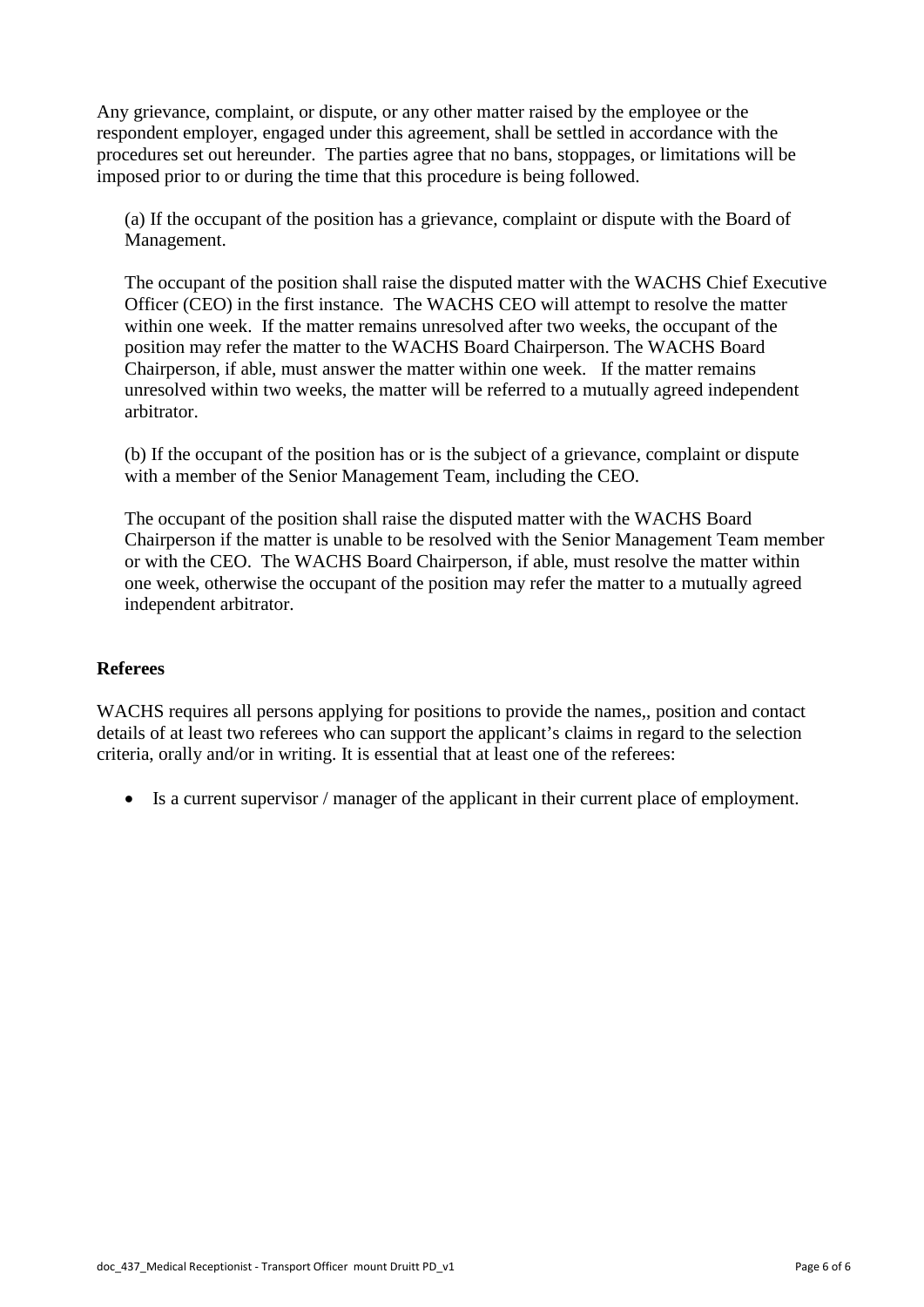Any grievance, complaint, or dispute, or any other matter raised by the employee or the respondent employer, engaged under this agreement, shall be settled in accordance with the procedures set out hereunder. The parties agree that no bans, stoppages, or limitations will be imposed prior to or during the time that this procedure is being followed.

(a) If the occupant of the position has a grievance, complaint or dispute with the Board of Management.

The occupant of the position shall raise the disputed matter with the WACHS Chief Executive Officer (CEO) in the first instance. The WACHS CEO will attempt to resolve the matter within one week. If the matter remains unresolved after two weeks, the occupant of the position may refer the matter to the WACHS Board Chairperson. The WACHS Board Chairperson, if able, must answer the matter within one week. If the matter remains unresolved within two weeks, the matter will be referred to a mutually agreed independent arbitrator.

(b) If the occupant of the position has or is the subject of a grievance, complaint or dispute with a member of the Senior Management Team, including the CEO.

The occupant of the position shall raise the disputed matter with the WACHS Board Chairperson if the matter is unable to be resolved with the Senior Management Team member or with the CEO. The WACHS Board Chairperson, if able, must resolve the matter within one week, otherwise the occupant of the position may refer the matter to a mutually agreed independent arbitrator.

**Referees**

WACHS requires all persons applying for positions to provide the names,, position and contact details of at least two referees who can support the applicant's claims in regard to the selection criteria, orally and/or in writing. It is essential that at least one of the referees:

- Is a current supervisor / manager of the applicant in their current place of employment.